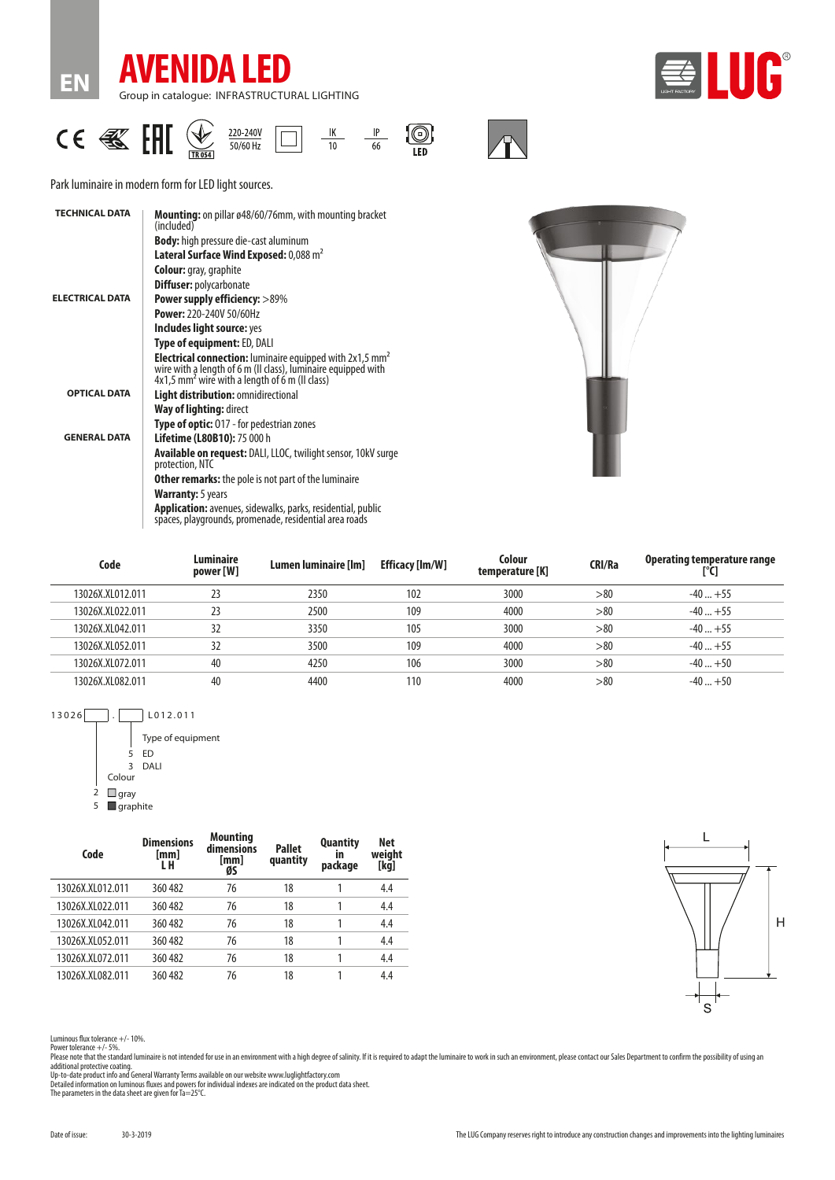EN

# AVENIDA LED

Group in catalogue: INFRASTRUCTURAL LIGHTING

220-240V 50/60 Hz | IK 10 | IP 66 | LED

Park luminaire in modern form for LED light sources.

| | |
|---|---|
| **TECHNICAL DATA** | **Mounting:** on pillar ø48/60/76mm, with mounting bracket (included) |
| | **Body:** high pressure die-cast aluminum |
| | **Lateral Surface Wind Exposed:** 0,088 m² |
| | **Colour:** gray, graphite |
| | **Diffuser:** polycarbonate |
| **ELECTRICAL DATA** | **Power supply efficiency:** >89% |
| | **Power:** 220-240V 50/60Hz |
| | **Includes light source:** yes |
| | **Type of equipment:** ED, DALI |
| | **Electrical connection:** luminaire equipped with 2x1,5 mm² wire with a length of 6 m (II class), luminaire equipped with 4x1,5 mm² wire with a length of 6 m (II class) |
| **OPTICAL DATA** | **Light distribution:** omnidirectional |
| | **Way of lighting:** direct |
| | **Type of optic:** 017 - for pedestrian zones |
| **GENERAL DATA** | **Lifetime (L80B10):** 75 000 h |
| | **Available on request:** DALI, LLOC, twilight sensor, 10kV surge protection, NTC |
| | **Other remarks:** the pole is not part of the luminaire |
| | **Warranty:** 5 years |
| | **Application:** avenues, sidewalks, parks, residential, public spaces, playgrounds, promenade, residential area roads |

| Code | Luminaire power [W] | Lumen luminaire [lm] | Efficacy [lm/W] | Colour temperature [K] | CRI/Ra | Operating temperature range [°C] |
|---|---|---|---|---|---|---|
| 13026X.XL012.011 | 23 | 2350 | 102 | 3000 | >80 | -40 ... +55 |
| 13026X.XL022.011 | 23 | 2500 | 109 | 4000 | >80 | -40 ... +55 |
| 13026X.XL042.011 | 32 | 3350 | 105 | 3000 | >80 | -40 ... +55 |
| 13026X.XL052.011 | 32 | 3500 | 109 | 4000 | >80 | -40 ... +55 |
| 13026X.XL072.011 | 40 | 4250 | 106 | 3000 | >80 | -40 ... +50 |
| 13026X.XL082.011 | 40 | 4400 | 110 | 4000 | >80 | -40 ... +50 |

13026[ ].[ ]L012.011

Type of equipment
- 5 ED
- 3 DALI

Colour
- 2 gray
- 5 graphite

| Code | Dimensions [mm] L H | Mounting dimensions [mm] ØS | Pallet quantity | Quantity in package | Net weight [kg] |
|---|---|---|---|---|---|
| 13026X.XL012.011 | 360 482 | 76 | 18 | 1 | 4.4 |
| 13026X.XL022.011 | 360 482 | 76 | 18 | 1 | 4.4 |
| 13026X.XL042.011 | 360 482 | 76 | 18 | 1 | 4.4 |
| 13026X.XL052.011 | 360 482 | 76 | 18 | 1 | 4.4 |
| 13026X.XL072.011 | 360 482 | 76 | 18 | 1 | 4.4 |
| 13026X.XL082.011 | 360 482 | 76 | 18 | 1 | 4.4 |

L H S

Luminous flux tolerance +/- 10%.
Power tolerance +/- 5%.
Please note that the standard luminaire is not intended for use in an environment with a high degree of salinity. If it is required to adapt the luminaire to work in such an environment, please contact our Sales Department to confirm the possibility of using an additional protective coating.
Up-to-date product info and General Warranty Terms available on our website www.luglightfactory.com
Detailed information on luminous fluxes and powers for individual indexes are indicated on the product data sheet.
The parameters in the data sheet are given for Ta=25°C.

Date of issue: 30-3-2019

The LUG Company reserves right to introduce any construction changes and improvements into the lighting luminaires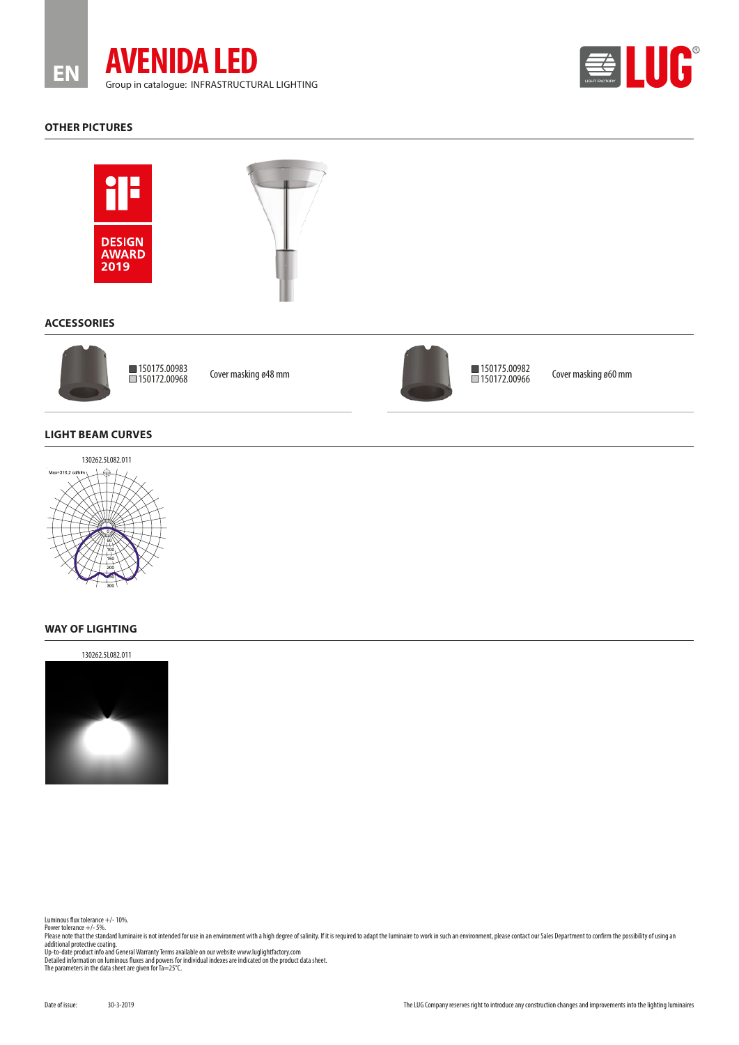EN

# AVENIDA LED

Group in catalogue: INFRASTRUCTURAL LIGHTING

## OTHER PICTURES

DESIGN AWARD 2019

## ACCESSORIES

| | | | |
|---|---|---|---|
| 150175.00983 150172.00968 | Cover masking ø48 mm | 150175.00982 150172.00966 | Cover masking ø60 mm |

## LIGHT BEAM CURVES

130262.5L082.011

Max=310,2 cd/klm

50
100
150
200
250
300

## WAY OF LIGHTING

130262.5L082.011

Luminous flux tolerance +/- 10%.
Power tolerance +/- 5%.
Please note that the standard luminaire is not intended for use in an environment with a high degree of salinity. If it is required to adapt the luminaire to work in such an environment, please contact our Sales Department to confirm the possibility of using an additional protective coating.
Up-to-date product info and General Warranty Terms available on our website www.luglightfactory.com
Detailed information on luminous fluxes and powers for individual indexes are indicated on the product data sheet.
The parameters in the data sheet are given for Ta=25°C.

Date of issue: 30-3-2019

The LUG Company reserves right to introduce any construction changes and improvements into the lighting luminaires